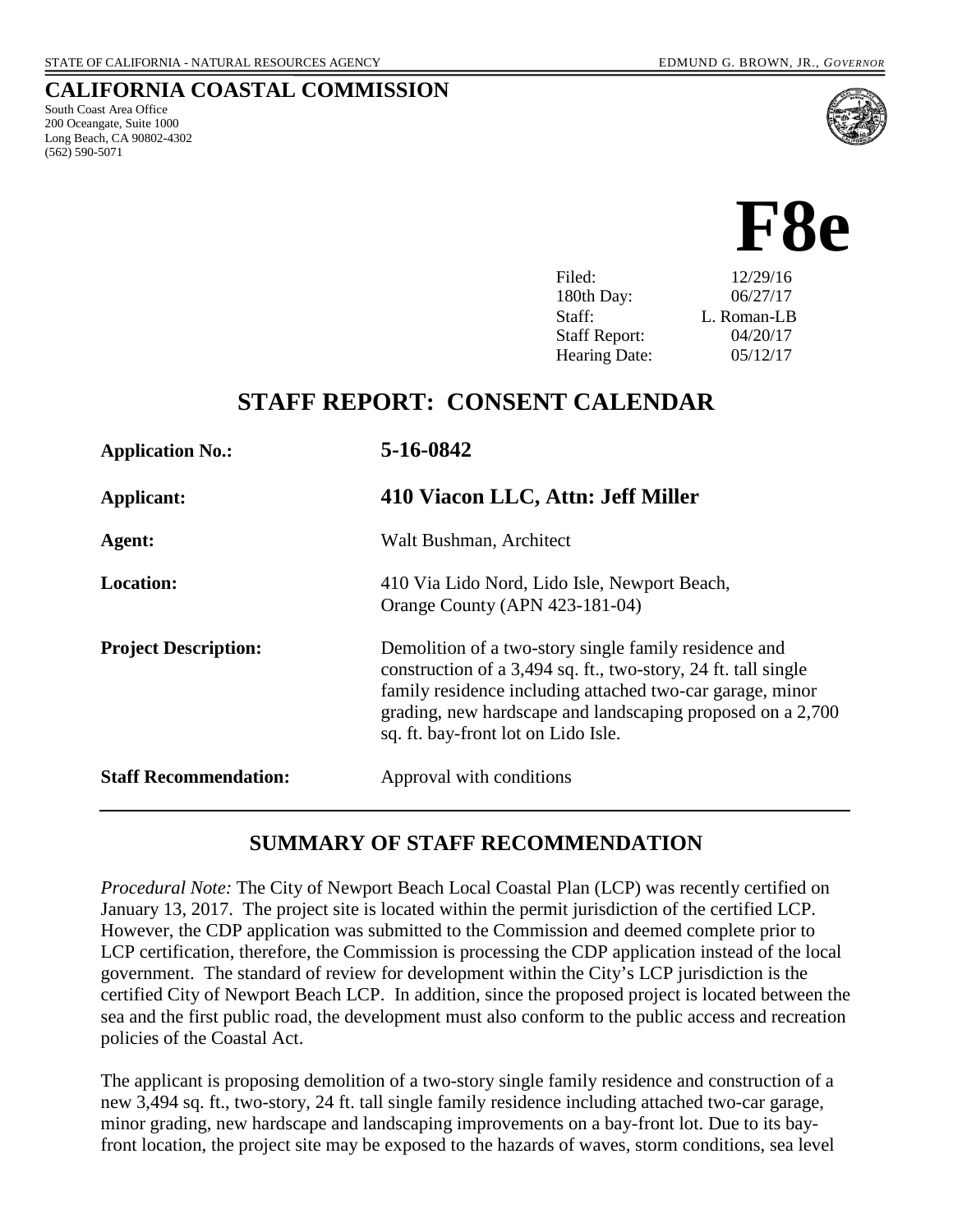STATE OF CALIFORNIA - NATURAL RESOURCES AGENCY EDMUND G. BROWN, JR., *GOVERNOR*

**CALIFORNIA COASTAL COMMISSION**
South Coast Area Office
200 Oceangate, Suite 1000
Long Beach, CA 90802-4302
(562) 590-5071

# F8e

| | |
|---|---|
| Filed: | 12/29/16 |
| 180th Day: | 06/27/17 |
| Staff: | L. Roman-LB |
| Staff Report: | 04/20/17 |
| Hearing Date: | 05/12/17 |

## STAFF REPORT: CONSENT CALENDAR

| | |
|---|---|
| **Application No.:** | **5-16-0842** |
| **Applicant:** | **410 Viacon LLC, Attn: Jeff Miller** |
| **Agent:** | Walt Bushman, Architect |
| **Location:** | 410 Via Lido Nord, Lido Isle, Newport Beach, Orange County (APN 423-181-04) |
| **Project Description:** | Demolition of a two-story single family residence and construction of a 3,494 sq. ft., two-story, 24 ft. tall single family residence including attached two-car garage, minor grading, new hardscape and landscaping proposed on a 2,700 sq. ft. bay-front lot on Lido Isle. |
| **Staff Recommendation:** | Approval with conditions |

## SUMMARY OF STAFF RECOMMENDATION

*Procedural Note:* The City of Newport Beach Local Coastal Plan (LCP) was recently certified on January 13, 2017. The project site is located within the permit jurisdiction of the certified LCP. However, the CDP application was submitted to the Commission and deemed complete prior to LCP certification, therefore, the Commission is processing the CDP application instead of the local government. The standard of review for development within the City's LCP jurisdiction is the certified City of Newport Beach LCP. In addition, since the proposed project is located between the sea and the first public road, the development must also conform to the public access and recreation policies of the Coastal Act.

The applicant is proposing demolition of a two-story single family residence and construction of a new 3,494 sq. ft., two-story, 24 ft. tall single family residence including attached two-car garage, minor grading, new hardscape and landscaping improvements on a bay-front lot. Due to its bay-front location, the project site may be exposed to the hazards of waves, storm conditions, sea level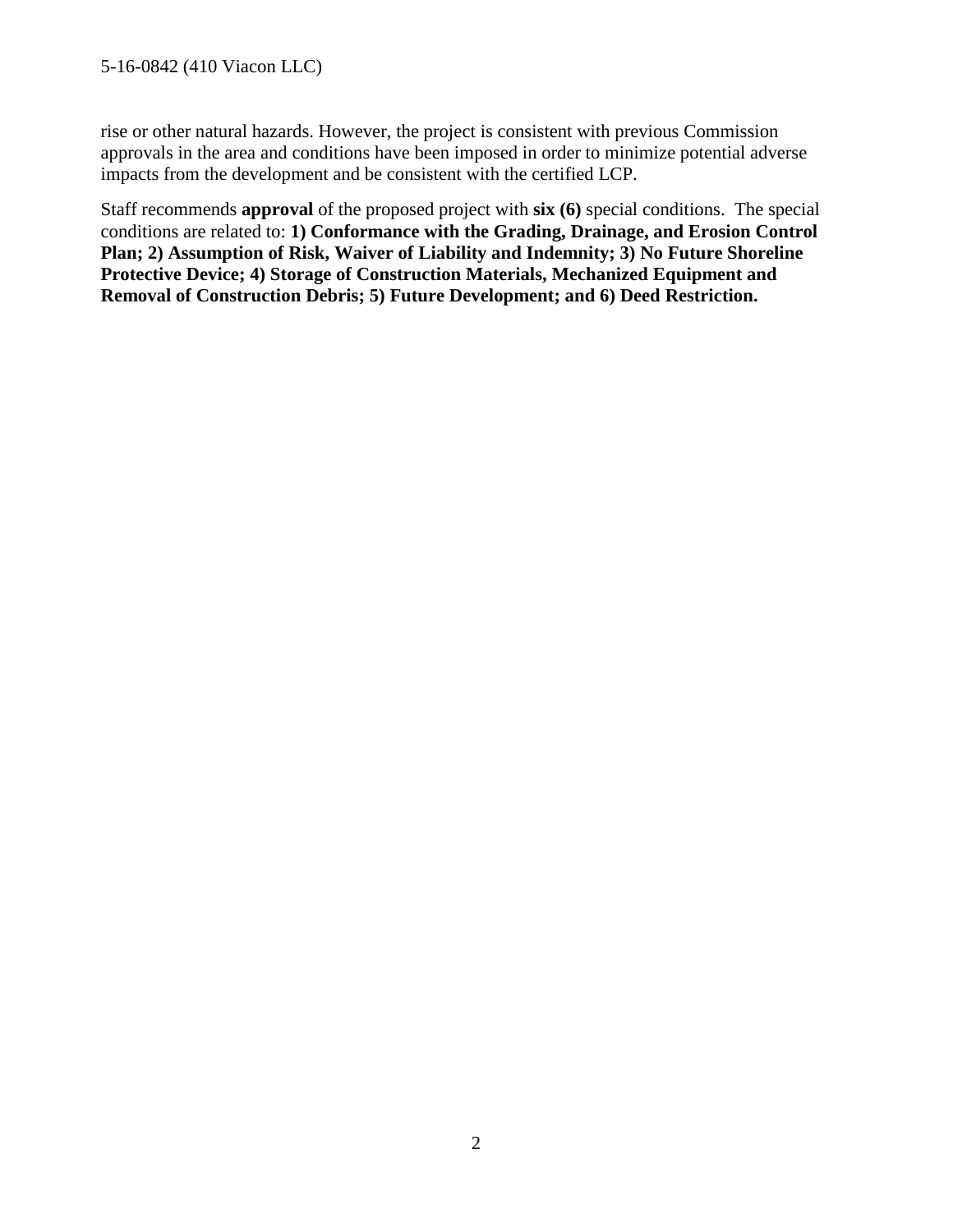rise or other natural hazards. However, the project is consistent with previous Commission approvals in the area and conditions have been imposed in order to minimize potential adverse impacts from the development and be consistent with the certified LCP.

Staff recommends **approval** of the proposed project with **six (6)** special conditions. The special conditions are related to: **1) Conformance with the Grading, Drainage, and Erosion Control Plan; 2) Assumption of Risk, Waiver of Liability and Indemnity; 3) No Future Shoreline Protective Device; 4) Storage of Construction Materials, Mechanized Equipment and Removal of Construction Debris; 5) Future Development; and 6) Deed Restriction.**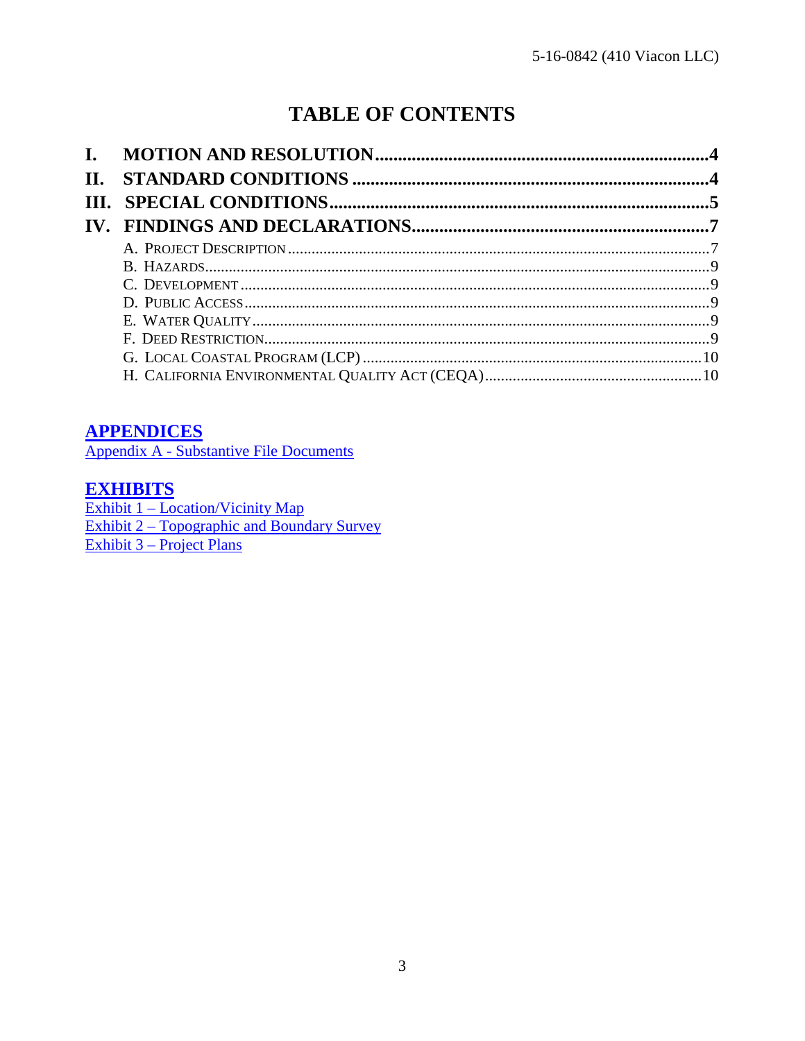# TABLE OF CONTENTS

**I. MOTION AND RESOLUTION** ........................................................................ **4**
**II. STANDARD CONDITIONS** ........................................................................ **4**
**III. SPECIAL CONDITIONS** ........................................................................ **5**
**IV. FINDINGS AND DECLARATIONS** ........................................................................ **7**

- A. PROJECT DESCRIPTION ........................................................................ 7
- B. HAZARDS ........................................................................ 9
- C. DEVELOPMENT ........................................................................ 9
- D. PUBLIC ACCESS ........................................................................ 9
- E. WATER QUALITY ........................................................................ 9
- F. DEED RESTRICTION ........................................................................ 9
- G. LOCAL COASTAL PROGRAM (LCP) ........................................................................ 10
- H. CALIFORNIA ENVIRONMENTAL QUALITY ACT (CEQA) ........................................................................ 10

## APPENDICES

Appendix A - Substantive File Documents

## EXHIBITS

Exhibit 1 – Location/Vicinity Map
Exhibit 2 – Topographic and Boundary Survey
Exhibit 3 – Project Plans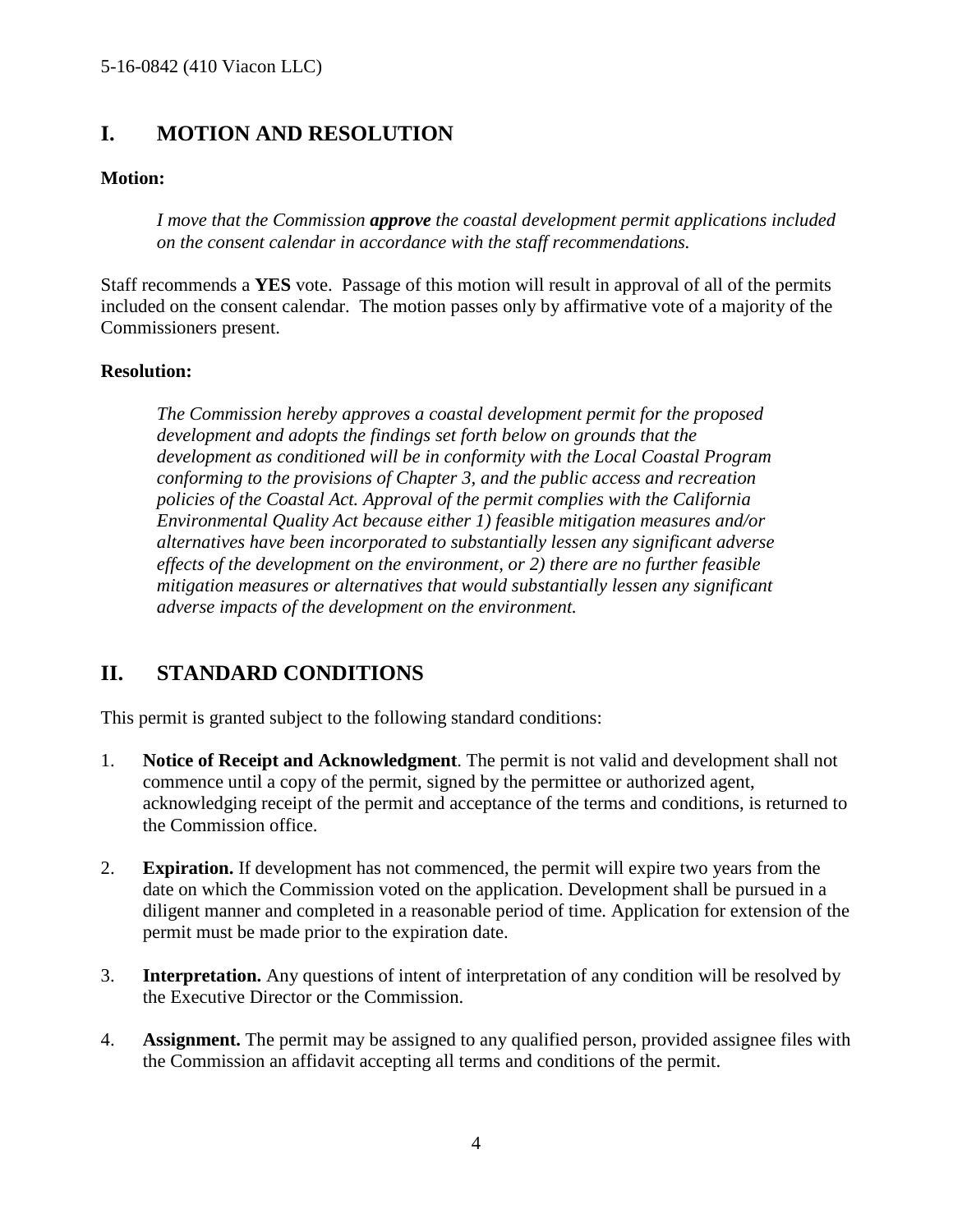## I. MOTION AND RESOLUTION

**Motion:**

> *I move that the Commission* ***approve*** *the coastal development permit applications included on the consent calendar in accordance with the staff recommendations.*

Staff recommends a **YES** vote. Passage of this motion will result in approval of all of the permits included on the consent calendar. The motion passes only by affirmative vote of a majority of the Commissioners present.

**Resolution:**

> *The Commission hereby approves a coastal development permit for the proposed development and adopts the findings set forth below on grounds that the development as conditioned will be in conformity with the Local Coastal Program conforming to the provisions of Chapter 3, and the public access and recreation policies of the Coastal Act. Approval of the permit complies with the California Environmental Quality Act because either 1) feasible mitigation measures and/or alternatives have been incorporated to substantially lessen any significant adverse effects of the development on the environment, or 2) there are no further feasible mitigation measures or alternatives that would substantially lessen any significant adverse impacts of the development on the environment.*

## II. STANDARD CONDITIONS

This permit is granted subject to the following standard conditions:

1. **Notice of Receipt and Acknowledgment**. The permit is not valid and development shall not commence until a copy of the permit, signed by the permittee or authorized agent, acknowledging receipt of the permit and acceptance of the terms and conditions, is returned to the Commission office.

2. **Expiration.** If development has not commenced, the permit will expire two years from the date on which the Commission voted on the application. Development shall be pursued in a diligent manner and completed in a reasonable period of time. Application for extension of the permit must be made prior to the expiration date.

3. **Interpretation.** Any questions of intent of interpretation of any condition will be resolved by the Executive Director or the Commission.

4. **Assignment.** The permit may be assigned to any qualified person, provided assignee files with the Commission an affidavit accepting all terms and conditions of the permit.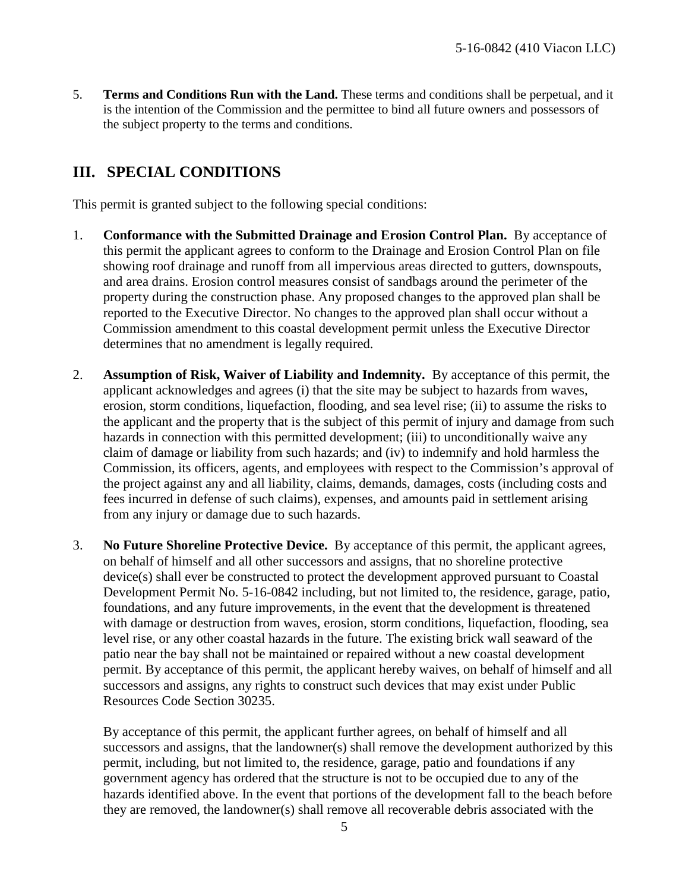5. **Terms and Conditions Run with the Land.** These terms and conditions shall be perpetual, and it is the intention of the Commission and the permittee to bind all future owners and possessors of the subject property to the terms and conditions.

## III. SPECIAL CONDITIONS

This permit is granted subject to the following special conditions:

1. **Conformance with the Submitted Drainage and Erosion Control Plan.** By acceptance of this permit the applicant agrees to conform to the Drainage and Erosion Control Plan on file showing roof drainage and runoff from all impervious areas directed to gutters, downspouts, and area drains. Erosion control measures consist of sandbags around the perimeter of the property during the construction phase. Any proposed changes to the approved plan shall be reported to the Executive Director. No changes to the approved plan shall occur without a Commission amendment to this coastal development permit unless the Executive Director determines that no amendment is legally required.

2. **Assumption of Risk, Waiver of Liability and Indemnity.** By acceptance of this permit, the applicant acknowledges and agrees (i) that the site may be subject to hazards from waves, erosion, storm conditions, liquefaction, flooding, and sea level rise; (ii) to assume the risks to the applicant and the property that is the subject of this permit of injury and damage from such hazards in connection with this permitted development; (iii) to unconditionally waive any claim of damage or liability from such hazards; and (iv) to indemnify and hold harmless the Commission, its officers, agents, and employees with respect to the Commission's approval of the project against any and all liability, claims, demands, damages, costs (including costs and fees incurred in defense of such claims), expenses, and amounts paid in settlement arising from any injury or damage due to such hazards.

3. **No Future Shoreline Protective Device.** By acceptance of this permit, the applicant agrees, on behalf of himself and all other successors and assigns, that no shoreline protective device(s) shall ever be constructed to protect the development approved pursuant to Coastal Development Permit No. 5-16-0842 including, but not limited to, the residence, garage, patio, foundations, and any future improvements, in the event that the development is threatened with damage or destruction from waves, erosion, storm conditions, liquefaction, flooding, sea level rise, or any other coastal hazards in the future. The existing brick wall seaward of the patio near the bay shall not be maintained or repaired without a new coastal development permit. By acceptance of this permit, the applicant hereby waives, on behalf of himself and all successors and assigns, any rights to construct such devices that may exist under Public Resources Code Section 30235.

   By acceptance of this permit, the applicant further agrees, on behalf of himself and all successors and assigns, that the landowner(s) shall remove the development authorized by this permit, including, but not limited to, the residence, garage, patio and foundations if any government agency has ordered that the structure is not to be occupied due to any of the hazards identified above. In the event that portions of the development fall to the beach before they are removed, the landowner(s) shall remove all recoverable debris associated with the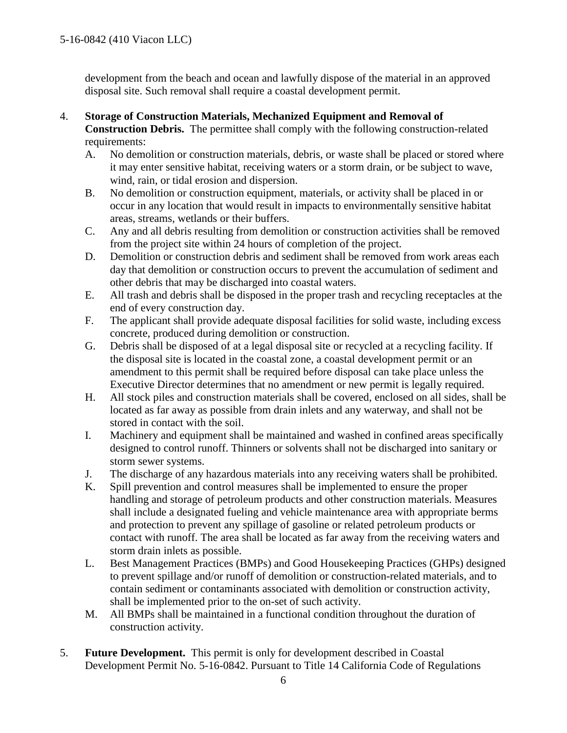development from the beach and ocean and lawfully dispose of the material in an approved disposal site. Such removal shall require a coastal development permit.

4. **Storage of Construction Materials, Mechanized Equipment and Removal of Construction Debris.** The permittee shall comply with the following construction-related requirements:
   A. No demolition or construction materials, debris, or waste shall be placed or stored where it may enter sensitive habitat, receiving waters or a storm drain, or be subject to wave, wind, rain, or tidal erosion and dispersion.
   B. No demolition or construction equipment, materials, or activity shall be placed in or occur in any location that would result in impacts to environmentally sensitive habitat areas, streams, wetlands or their buffers.
   C. Any and all debris resulting from demolition or construction activities shall be removed from the project site within 24 hours of completion of the project.
   D. Demolition or construction debris and sediment shall be removed from work areas each day that demolition or construction occurs to prevent the accumulation of sediment and other debris that may be discharged into coastal waters.
   E. All trash and debris shall be disposed in the proper trash and recycling receptacles at the end of every construction day.
   F. The applicant shall provide adequate disposal facilities for solid waste, including excess concrete, produced during demolition or construction.
   G. Debris shall be disposed of at a legal disposal site or recycled at a recycling facility. If the disposal site is located in the coastal zone, a coastal development permit or an amendment to this permit shall be required before disposal can take place unless the Executive Director determines that no amendment or new permit is legally required.
   H. All stock piles and construction materials shall be covered, enclosed on all sides, shall be located as far away as possible from drain inlets and any waterway, and shall not be stored in contact with the soil.
   I. Machinery and equipment shall be maintained and washed in confined areas specifically designed to control runoff. Thinners or solvents shall not be discharged into sanitary or storm sewer systems.
   J. The discharge of any hazardous materials into any receiving waters shall be prohibited.
   K. Spill prevention and control measures shall be implemented to ensure the proper handling and storage of petroleum products and other construction materials. Measures shall include a designated fueling and vehicle maintenance area with appropriate berms and protection to prevent any spillage of gasoline or related petroleum products or contact with runoff. The area shall be located as far away from the receiving waters and storm drain inlets as possible.
   L. Best Management Practices (BMPs) and Good Housekeeping Practices (GHPs) designed to prevent spillage and/or runoff of demolition or construction-related materials, and to contain sediment or contaminants associated with demolition or construction activity, shall be implemented prior to the on-set of such activity.
   M. All BMPs shall be maintained in a functional condition throughout the duration of construction activity.

5. **Future Development.** This permit is only for development described in Coastal Development Permit No. 5-16-0842. Pursuant to Title 14 California Code of Regulations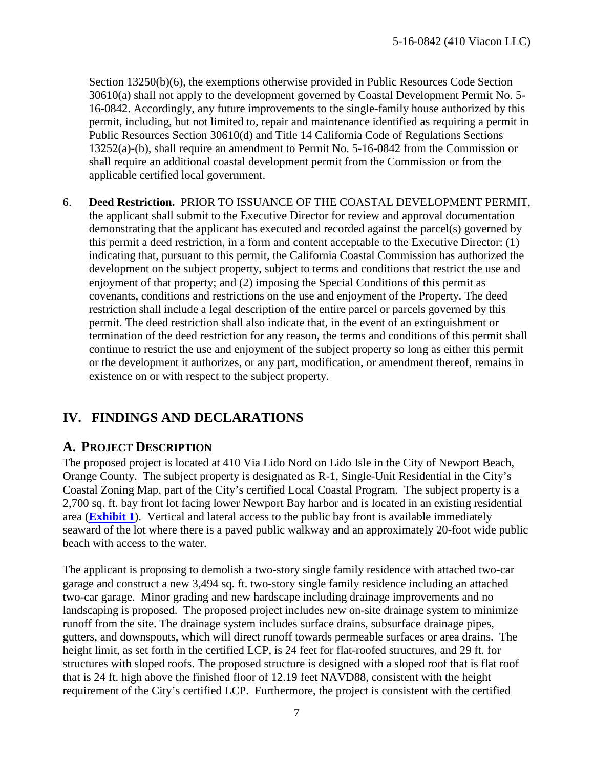Section 13250(b)(6), the exemptions otherwise provided in Public Resources Code Section 30610(a) shall not apply to the development governed by Coastal Development Permit No. 5-16-0842. Accordingly, any future improvements to the single-family house authorized by this permit, including, but not limited to, repair and maintenance identified as requiring a permit in Public Resources Section 30610(d) and Title 14 California Code of Regulations Sections 13252(a)-(b), shall require an amendment to Permit No. 5-16-0842 from the Commission or shall require an additional coastal development permit from the Commission or from the applicable certified local government.

6. **Deed Restriction.** PRIOR TO ISSUANCE OF THE COASTAL DEVELOPMENT PERMIT, the applicant shall submit to the Executive Director for review and approval documentation demonstrating that the applicant has executed and recorded against the parcel(s) governed by this permit a deed restriction, in a form and content acceptable to the Executive Director: (1) indicating that, pursuant to this permit, the California Coastal Commission has authorized the development on the subject property, subject to terms and conditions that restrict the use and enjoyment of that property; and (2) imposing the Special Conditions of this permit as covenants, conditions and restrictions on the use and enjoyment of the Property. The deed restriction shall include a legal description of the entire parcel or parcels governed by this permit. The deed restriction shall also indicate that, in the event of an extinguishment or termination of the deed restriction for any reason, the terms and conditions of this permit shall continue to restrict the use and enjoyment of the subject property so long as either this permit or the development it authorizes, or any part, modification, or amendment thereof, remains in existence on or with respect to the subject property.

## IV. FINDINGS AND DECLARATIONS

### A. PROJECT DESCRIPTION

The proposed project is located at 410 Via Lido Nord on Lido Isle in the City of Newport Beach, Orange County. The subject property is designated as R-1, Single-Unit Residential in the City's Coastal Zoning Map, part of the City's certified Local Coastal Program. The subject property is a 2,700 sq. ft. bay front lot facing lower Newport Bay harbor and is located in an existing residential area (**Exhibit 1**). Vertical and lateral access to the public bay front is available immediately seaward of the lot where there is a paved public walkway and an approximately 20-foot wide public beach with access to the water.

The applicant is proposing to demolish a two-story single family residence with attached two-car garage and construct a new 3,494 sq. ft. two-story single family residence including an attached two-car garage. Minor grading and new hardscape including drainage improvements and no landscaping is proposed. The proposed project includes new on-site drainage system to minimize runoff from the site. The drainage system includes surface drains, subsurface drainage pipes, gutters, and downspouts, which will direct runoff towards permeable surfaces or area drains. The height limit, as set forth in the certified LCP, is 24 feet for flat-roofed structures, and 29 ft. for structures with sloped roofs. The proposed structure is designed with a sloped roof that is flat roof that is 24 ft. high above the finished floor of 12.19 feet NAVD88, consistent with the height requirement of the City's certified LCP. Furthermore, the project is consistent with the certified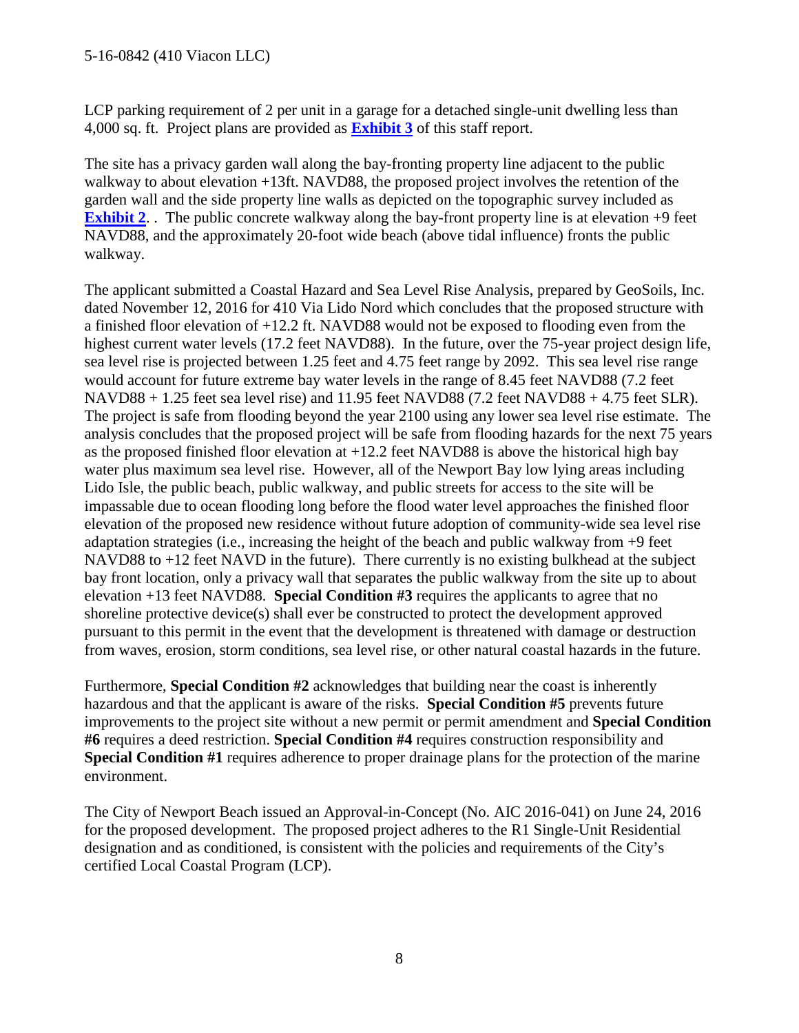LCP parking requirement of 2 per unit in a garage for a detached single-unit dwelling less than 4,000 sq. ft. Project plans are provided as **Exhibit 3** of this staff report.

The site has a privacy garden wall along the bay-fronting property line adjacent to the public walkway to about elevation +13ft. NAVD88, the proposed project involves the retention of the garden wall and the side property line walls as depicted on the topographic survey included as **Exhibit 2**. . The public concrete walkway along the bay-front property line is at elevation +9 feet NAVD88, and the approximately 20-foot wide beach (above tidal influence) fronts the public walkway.

The applicant submitted a Coastal Hazard and Sea Level Rise Analysis, prepared by GeoSoils, Inc. dated November 12, 2016 for 410 Via Lido Nord which concludes that the proposed structure with a finished floor elevation of +12.2 ft. NAVD88 would not be exposed to flooding even from the highest current water levels (17.2 feet NAVD88). In the future, over the 75-year project design life, sea level rise is projected between 1.25 feet and 4.75 feet range by 2092. This sea level rise range would account for future extreme bay water levels in the range of 8.45 feet NAVD88 (7.2 feet NAVD88 + 1.25 feet sea level rise) and 11.95 feet NAVD88 (7.2 feet NAVD88 + 4.75 feet SLR). The project is safe from flooding beyond the year 2100 using any lower sea level rise estimate. The analysis concludes that the proposed project will be safe from flooding hazards for the next 75 years as the proposed finished floor elevation at +12.2 feet NAVD88 is above the historical high bay water plus maximum sea level rise. However, all of the Newport Bay low lying areas including Lido Isle, the public beach, public walkway, and public streets for access to the site will be impassable due to ocean flooding long before the flood water level approaches the finished floor elevation of the proposed new residence without future adoption of community-wide sea level rise adaptation strategies (i.e., increasing the height of the beach and public walkway from +9 feet NAVD88 to +12 feet NAVD in the future). There currently is no existing bulkhead at the subject bay front location, only a privacy wall that separates the public walkway from the site up to about elevation +13 feet NAVD88. **Special Condition #3** requires the applicants to agree that no shoreline protective device(s) shall ever be constructed to protect the development approved pursuant to this permit in the event that the development is threatened with damage or destruction from waves, erosion, storm conditions, sea level rise, or other natural coastal hazards in the future.

Furthermore, **Special Condition #2** acknowledges that building near the coast is inherently hazardous and that the applicant is aware of the risks. **Special Condition #5** prevents future improvements to the project site without a new permit or permit amendment and **Special Condition #6** requires a deed restriction. **Special Condition #4** requires construction responsibility and **Special Condition #1** requires adherence to proper drainage plans for the protection of the marine environment.

The City of Newport Beach issued an Approval-in-Concept (No. AIC 2016-041) on June 24, 2016 for the proposed development. The proposed project adheres to the R1 Single-Unit Residential designation and as conditioned, is consistent with the policies and requirements of the City's certified Local Coastal Program (LCP).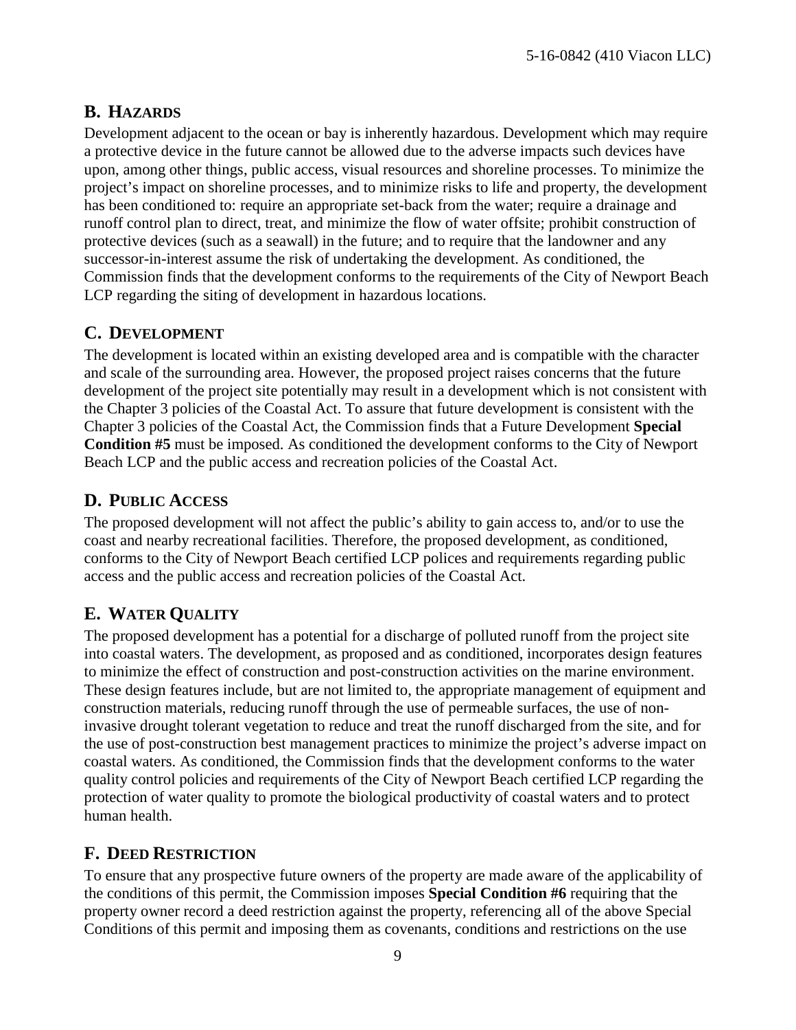## B. HAZARDS

Development adjacent to the ocean or bay is inherently hazardous. Development which may require a protective device in the future cannot be allowed due to the adverse impacts such devices have upon, among other things, public access, visual resources and shoreline processes. To minimize the project's impact on shoreline processes, and to minimize risks to life and property, the development has been conditioned to: require an appropriate set-back from the water; require a drainage and runoff control plan to direct, treat, and minimize the flow of water offsite; prohibit construction of protective devices (such as a seawall) in the future; and to require that the landowner and any successor-in-interest assume the risk of undertaking the development. As conditioned, the Commission finds that the development conforms to the requirements of the City of Newport Beach LCP regarding the siting of development in hazardous locations.

## C. DEVELOPMENT

The development is located within an existing developed area and is compatible with the character and scale of the surrounding area. However, the proposed project raises concerns that the future development of the project site potentially may result in a development which is not consistent with the Chapter 3 policies of the Coastal Act. To assure that future development is consistent with the Chapter 3 policies of the Coastal Act, the Commission finds that a Future Development **Special Condition #5** must be imposed. As conditioned the development conforms to the City of Newport Beach LCP and the public access and recreation policies of the Coastal Act.

## D. PUBLIC ACCESS

The proposed development will not affect the public's ability to gain access to, and/or to use the coast and nearby recreational facilities. Therefore, the proposed development, as conditioned, conforms to the City of Newport Beach certified LCP polices and requirements regarding public access and the public access and recreation policies of the Coastal Act.

## E. WATER QUALITY

The proposed development has a potential for a discharge of polluted runoff from the project site into coastal waters. The development, as proposed and as conditioned, incorporates design features to minimize the effect of construction and post-construction activities on the marine environment. These design features include, but are not limited to, the appropriate management of equipment and construction materials, reducing runoff through the use of permeable surfaces, the use of non-invasive drought tolerant vegetation to reduce and treat the runoff discharged from the site, and for the use of post-construction best management practices to minimize the project's adverse impact on coastal waters. As conditioned, the Commission finds that the development conforms to the water quality control policies and requirements of the City of Newport Beach certified LCP regarding the protection of water quality to promote the biological productivity of coastal waters and to protect human health.

## F. DEED RESTRICTION

To ensure that any prospective future owners of the property are made aware of the applicability of the conditions of this permit, the Commission imposes **Special Condition #6** requiring that the property owner record a deed restriction against the property, referencing all of the above Special Conditions of this permit and imposing them as covenants, conditions and restrictions on the use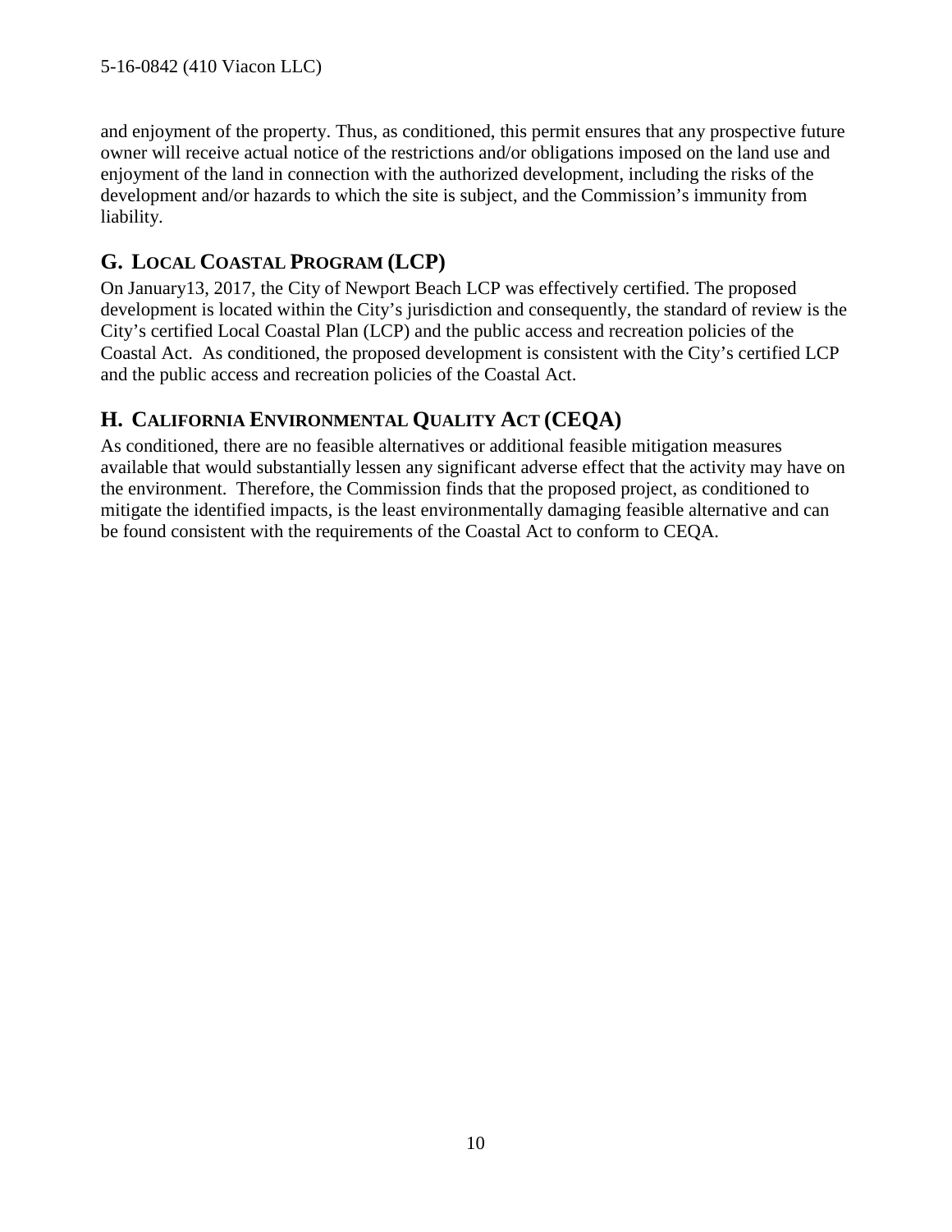and enjoyment of the property. Thus, as conditioned, this permit ensures that any prospective future owner will receive actual notice of the restrictions and/or obligations imposed on the land use and enjoyment of the land in connection with the authorized development, including the risks of the development and/or hazards to which the site is subject, and the Commission's immunity from liability.

## G. LOCAL COASTAL PROGRAM (LCP)

On January13, 2017, the City of Newport Beach LCP was effectively certified. The proposed development is located within the City's jurisdiction and consequently, the standard of review is the City's certified Local Coastal Plan (LCP) and the public access and recreation policies of the Coastal Act. As conditioned, the proposed development is consistent with the City's certified LCP and the public access and recreation policies of the Coastal Act.

## H. CALIFORNIA ENVIRONMENTAL QUALITY ACT (CEQA)

As conditioned, there are no feasible alternatives or additional feasible mitigation measures available that would substantially lessen any significant adverse effect that the activity may have on the environment. Therefore, the Commission finds that the proposed project, as conditioned to mitigate the identified impacts, is the least environmentally damaging feasible alternative and can be found consistent with the requirements of the Coastal Act to conform to CEQA.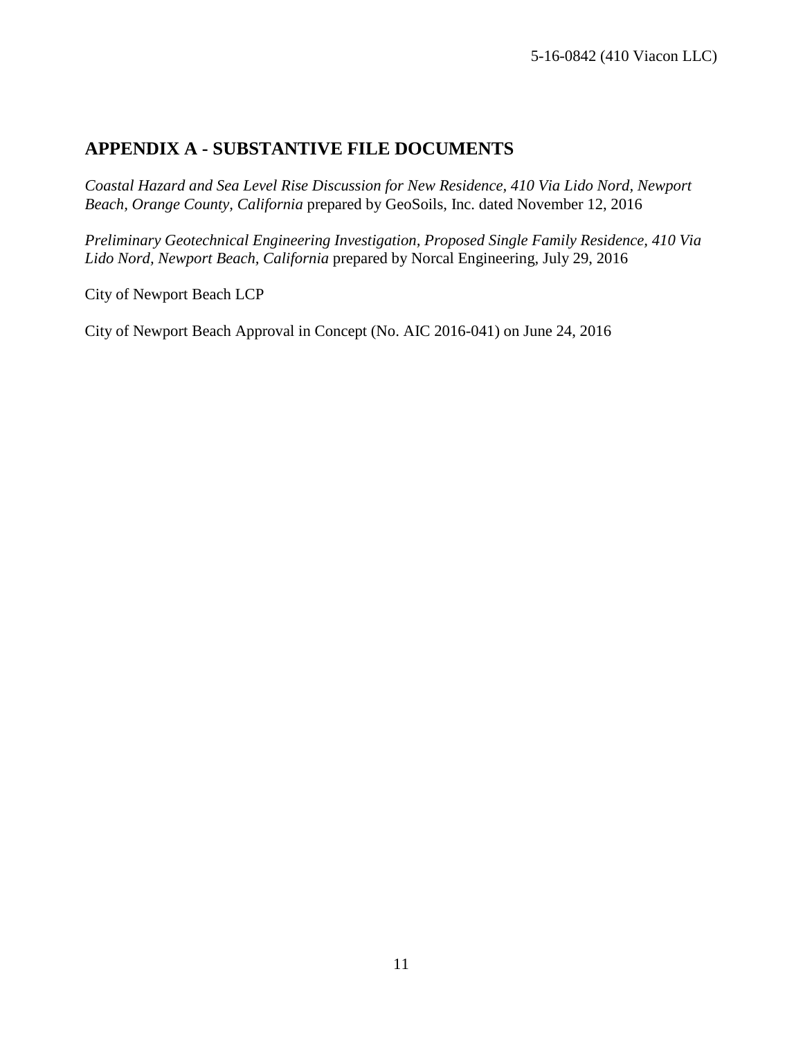## APPENDIX A - SUBSTANTIVE FILE DOCUMENTS

*Coastal Hazard and Sea Level Rise Discussion for New Residence, 410 Via Lido Nord, Newport Beach, Orange County, California* prepared by GeoSoils, Inc. dated November 12, 2016

*Preliminary Geotechnical Engineering Investigation, Proposed Single Family Residence, 410 Via Lido Nord, Newport Beach, California* prepared by Norcal Engineering, July 29, 2016

City of Newport Beach LCP

City of Newport Beach Approval in Concept (No. AIC 2016-041) on June 24, 2016